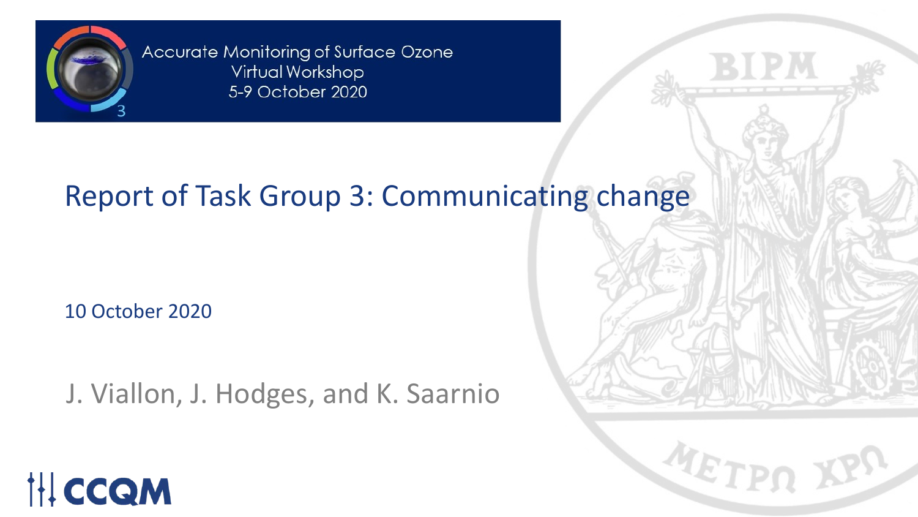Accurate Monitoring of Surface Ozone
Virtual Workshop
5-9 October 2020

# Report of Task Group 3: Communicating change

10 October 2020

J. Viallon, J. Hodges, and K. Saarnio

CCQM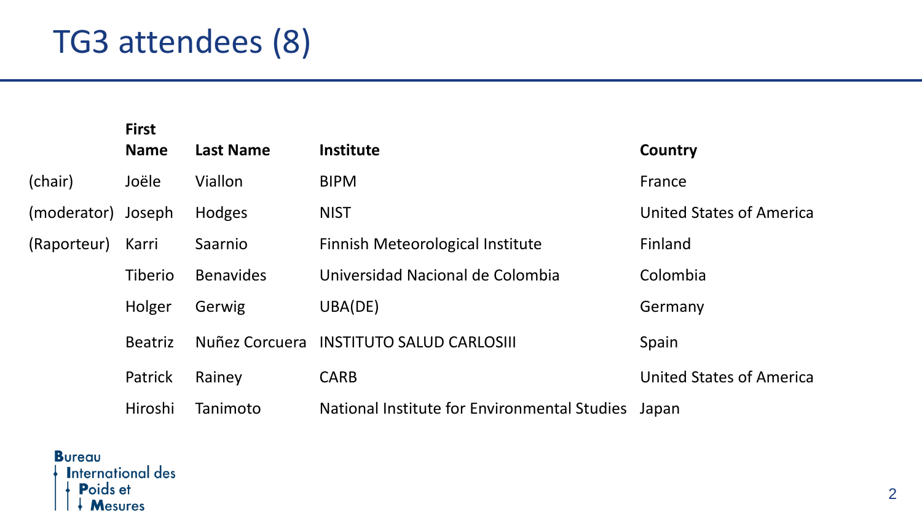# TG3 attendees (8)

| | First Name | Last Name | Institute | Country |
|---|---|---|---|---|
| (chair) | Joële | Viallon | BIPM | France |
| (moderator) | Joseph | Hodges | NIST | United States of America |
| (Raporteur) | Karri | Saarnio | Finnish Meteorological Institute | Finland |
| | Tiberio | Benavides | Universidad Nacional de Colombia | Colombia |
| | Holger | Gerwig | UBA(DE) | Germany |
| | Beatriz | Nuñez Corcuera | INSTITUTO SALUD CARLOSIII | Spain |
| | Patrick | Rainey | CARB | United States of America |
| | Hiroshi | Tanimoto | National Institute for Environmental Studies | Japan |

Bureau International des Poids et Mesures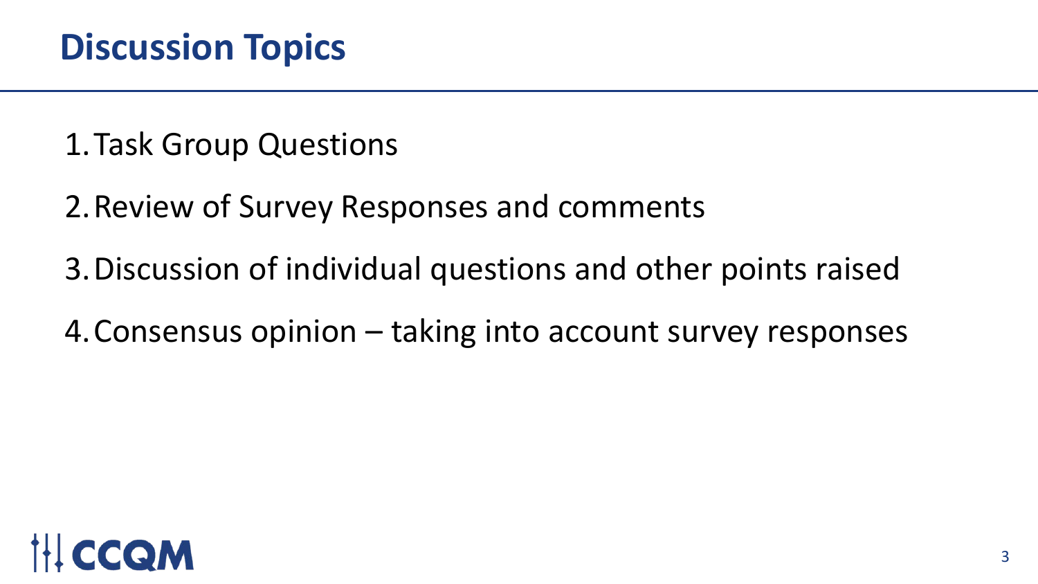# Discussion Topics

1. Task Group Questions
2. Review of Survey Responses and comments
3. Discussion of individual questions and other points raised
4. Consensus opinion – taking into account survey responses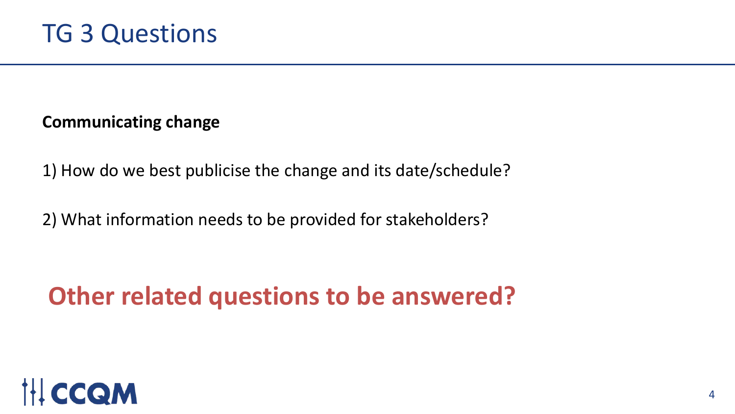# TG 3 Questions

**Communicating change**

1) How do we best publicise the change and its date/schedule?

2) What information needs to be provided for stakeholders?

## **Other related questions to be answered?**

CCQM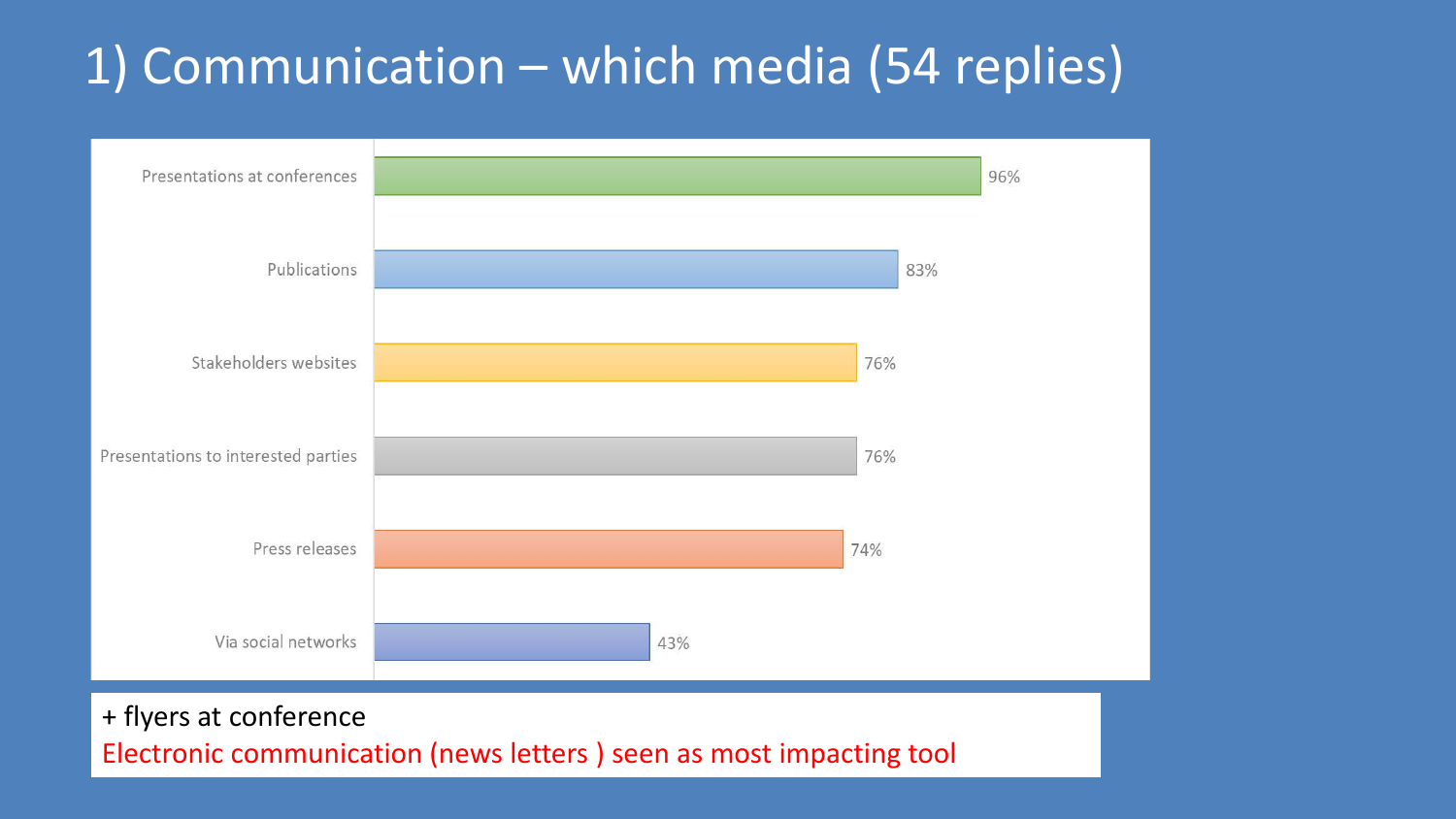# 1) Communication – which media (54 replies)

| Media | Percentage |
|---|---|
| Presentations at conferences | 96% |
| Publications | 83% |
| Stakeholders websites | 76% |
| Presentations to interested parties | 76% |
| Press releases | 74% |
| Via social networks | 43% |

+ flyers at conference

Electronic communication (news letters ) seen as most impacting tool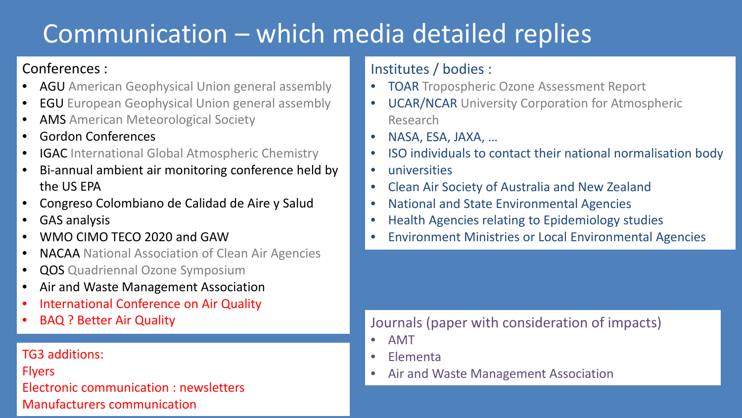# Communication – which media detailed replies

Conferences :

- AGU American Geophysical Union general assembly
- EGU European Geophysical Union general assembly
- AMS American Meteorological Society
- Gordon Conferences
- IGAC International Global Atmospheric Chemistry
- Bi-annual ambient air monitoring conference held by the US EPA
- Congreso Colombiano de Calidad de Aire y Salud
- GAS analysis
- WMO CIMO TECO 2020 and GAW
- NACAA National Association of Clean Air Agencies
- QOS Quadriennal Ozone Symposium
- Air and Waste Management Association
- International Conference on Air Quality
- BAQ ? Better Air Quality

TG3 additions:

Flyers

Electronic communication : newsletters

Manufacturers communication

Institutes / bodies :

- TOAR Tropospheric Ozone Assessment Report
- UCAR/NCAR University Corporation for Atmospheric Research
- NASA, ESA, JAXA, …
- ISO individuals to contact their national normalisation body
- universities
- Clean Air Society of Australia and New Zealand
- National and State Environmental Agencies
- Health Agencies relating to Epidemiology studies
- Environment Ministries or Local Environmental Agencies

Journals (paper with consideration of impacts)

- AMT
- Elementa
- Air and Waste Management Association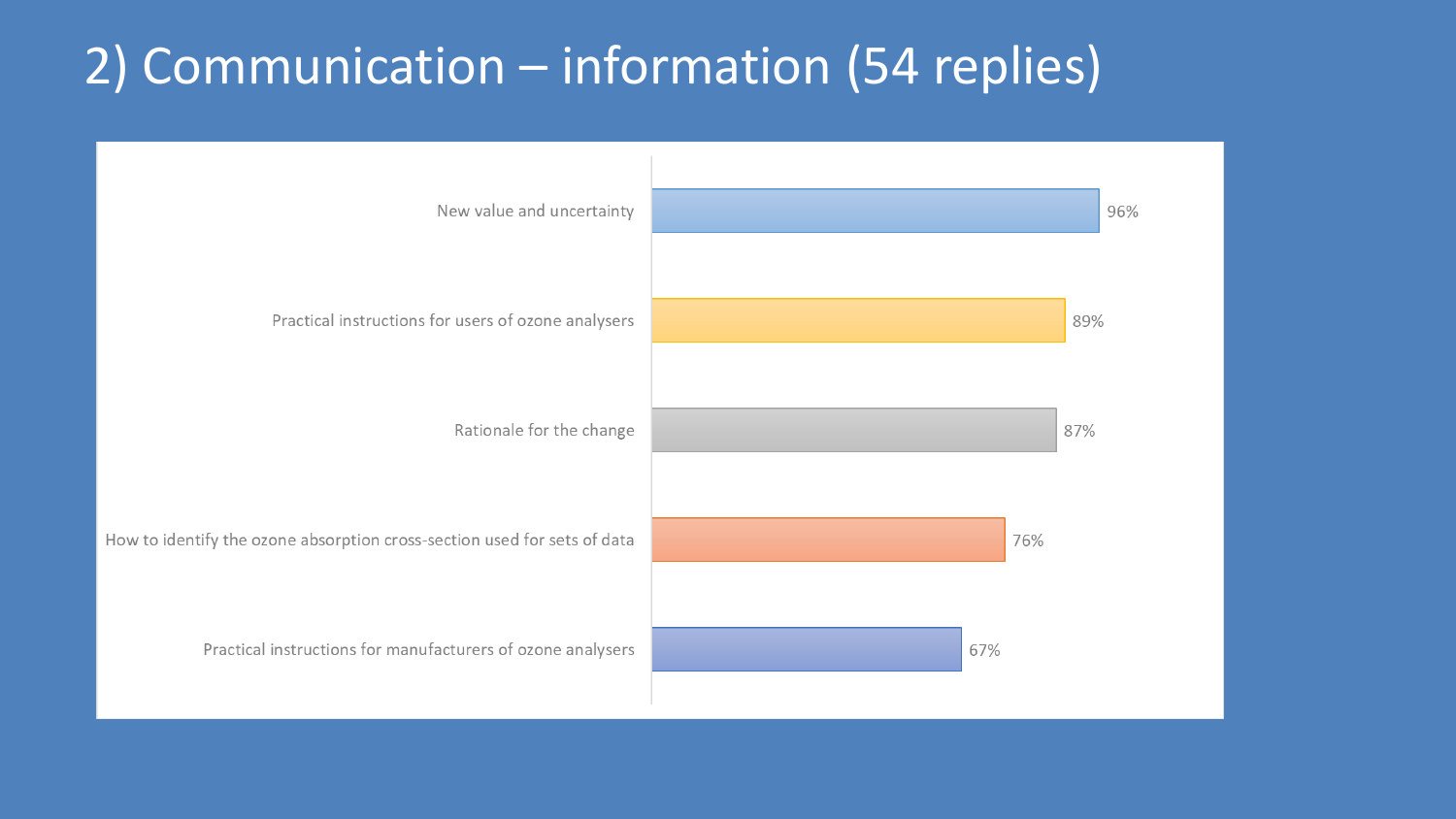# 2) Communication – information (54 replies)

| Item | Percentage |
| --- | --- |
| New value and uncertainty | 96% |
| Practical instructions for users of ozone analysers | 89% |
| Rationale for the change | 87% |
| How to identify the ozone absorption cross-section used for sets of data | 76% |
| Practical instructions for manufacturers of ozone analysers | 67% |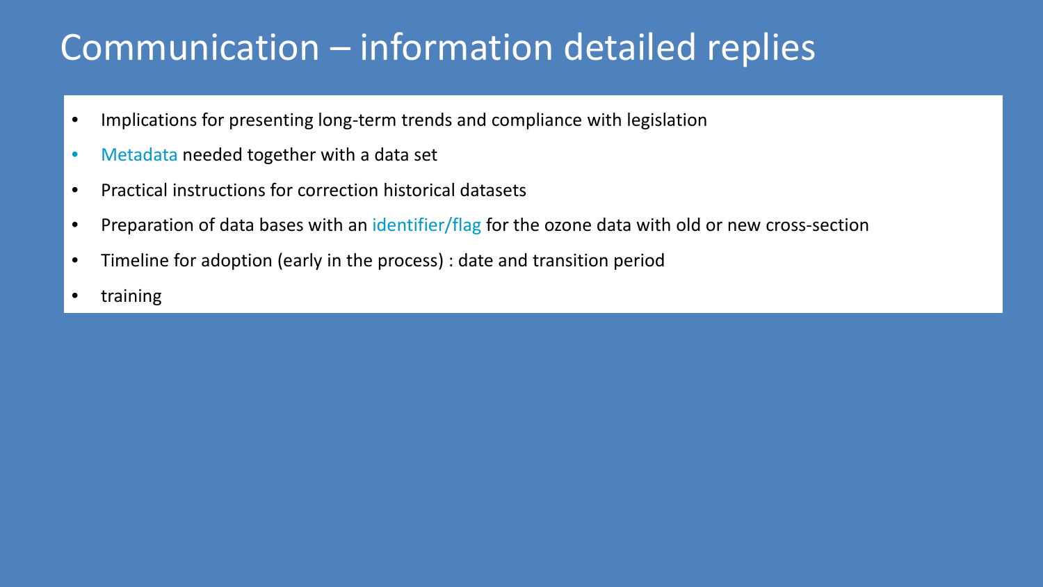# Communication – information detailed replies

- Implications for presenting long-term trends and compliance with legislation
- Metadata needed together with a data set
- Practical instructions for correction historical datasets
- Preparation of data bases with an identifier/flag for the ozone data with old or new cross-section
- Timeline for adoption (early in the process) : date and transition period
- training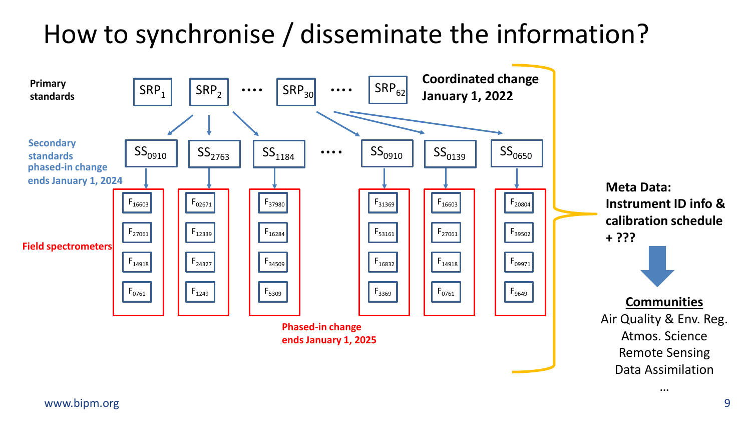# How to synchronise / disseminate the information?

**Primary standards**

$SRP_1$ | $SRP_2$ | …. | $SRP_{30}$ | …. | $SRP_{62}$

**Coordinated change January 1, 2022**

**Secondary standards phased-in change ends January 1, 2024**

$SS_{0910}$ | $SS_{2763}$ | $SS_{1184}$ | …. | $SS_{0910}$ | $SS_{0139}$ | $SS_{0650}$

**Field spectrometers**

| | | | | | |
|---|---|---|---|---|---|
| $F_{16603}$ | $F_{02671}$ | $F_{37980}$ | $F_{31369}$ | $F_{16603}$ | $F_{20804}$ |
| $F_{27061}$ | $F_{12339}$ | $F_{16284}$ | $F_{53161}$ | $F_{27061}$ | $F_{39502}$ |
| $F_{14918}$ | $F_{24327}$ | $F_{34509}$ | $F_{16832}$ | $F_{14918}$ | $F_{09971}$ |
| $F_{0761}$ | $F_{1249}$ | $F_{5309}$ | $F_{3369}$ | $F_{0761}$ | $F_{9649}$ |

**Phased-in change ends January 1, 2025**

**Meta Data: Instrument ID info & calibration schedule + ???**

**Communities**

Air Quality & Env. Reg.
Atmos. Science
Remote Sensing
Data Assimilation
…

www.bipm.org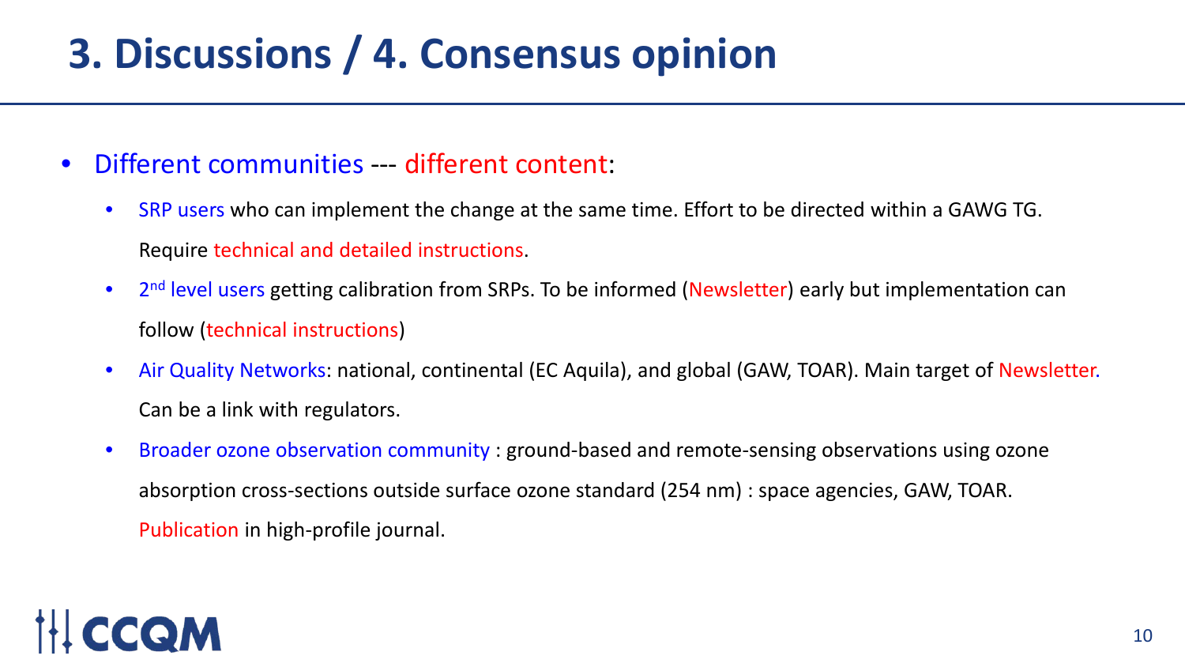# 3. Discussions / 4. Consensus opinion

- Different communities --- different content:
  - SRP users who can implement the change at the same time. Effort to be directed within a GAWG TG. Require technical and detailed instructions.
  - 2nd level users getting calibration from SRPs. To be informed (Newsletter) early but implementation can follow (technical instructions)
  - Air Quality Networks: national, continental (EC Aquila), and global (GAW, TOAR). Main target of Newsletter. Can be a link with regulators.
  - Broader ozone observation community : ground-based and remote-sensing observations using ozone absorption cross-sections outside surface ozone standard (254 nm) : space agencies, GAW, TOAR. Publication in high-profile journal.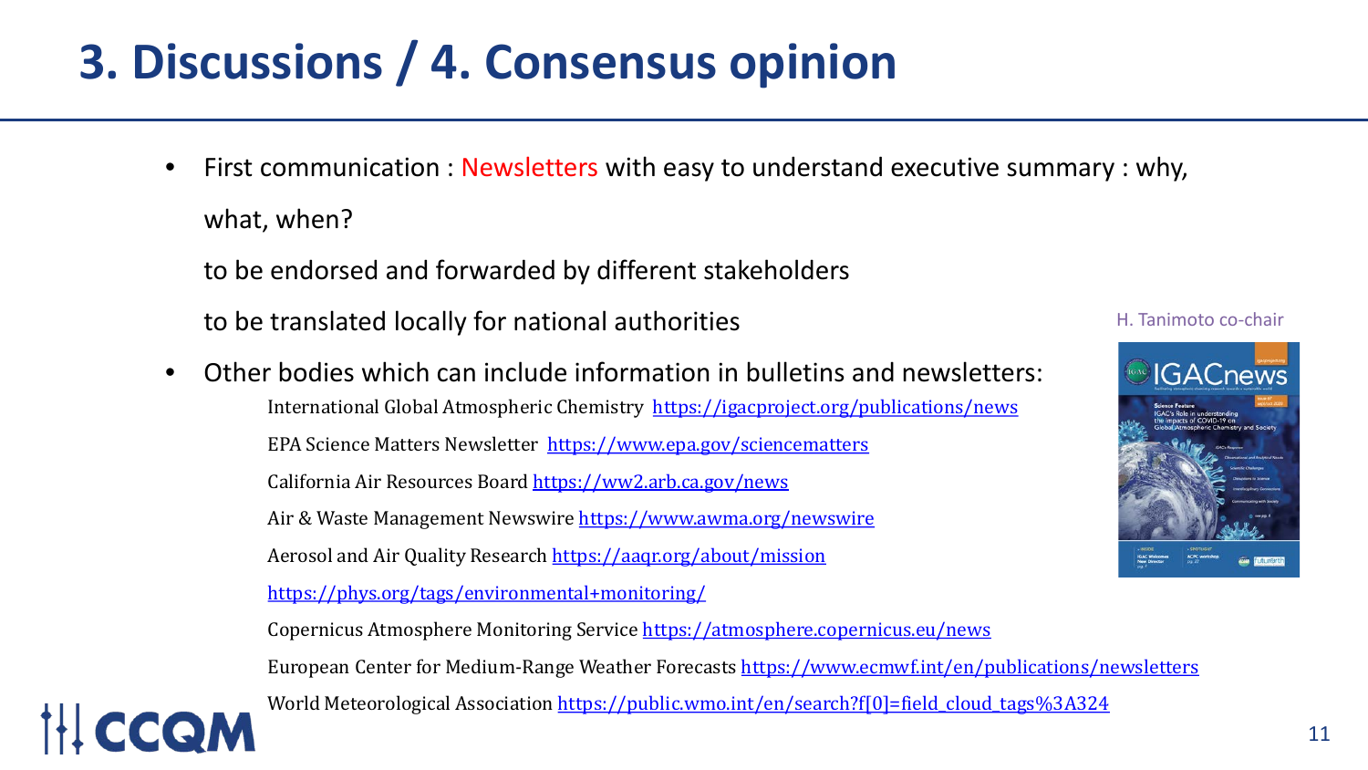# 3. Discussions / 4. Consensus opinion

- First communication : Newsletters with easy to understand executive summary : why, what, when?

  to be endorsed and forwarded by different stakeholders

  to be translated locally for national authorities

- Other bodies which can include information in bulletins and newsletters:

  International Global Atmospheric Chemistry https://igacproject.org/publications/news

  EPA Science Matters Newsletter https://www.epa.gov/sciencematters

  California Air Resources Board https://ww2.arb.ca.gov/news

  Air & Waste Management Newswire https://www.awma.org/newswire

  Aerosol and Air Quality Research https://aaqr.org/about/mission

  https://phys.org/tags/environmental+monitoring/

  Copernicus Atmosphere Monitoring Service https://atmosphere.copernicus.eu/news

  European Center for Medium-Range Weather Forecasts https://www.ecmwf.int/en/publications/newsletters

  World Meteorological Association https://public.wmo.int/en/search?f[0]=field_cloud_tags%3A324

H. Tanimoto co-chair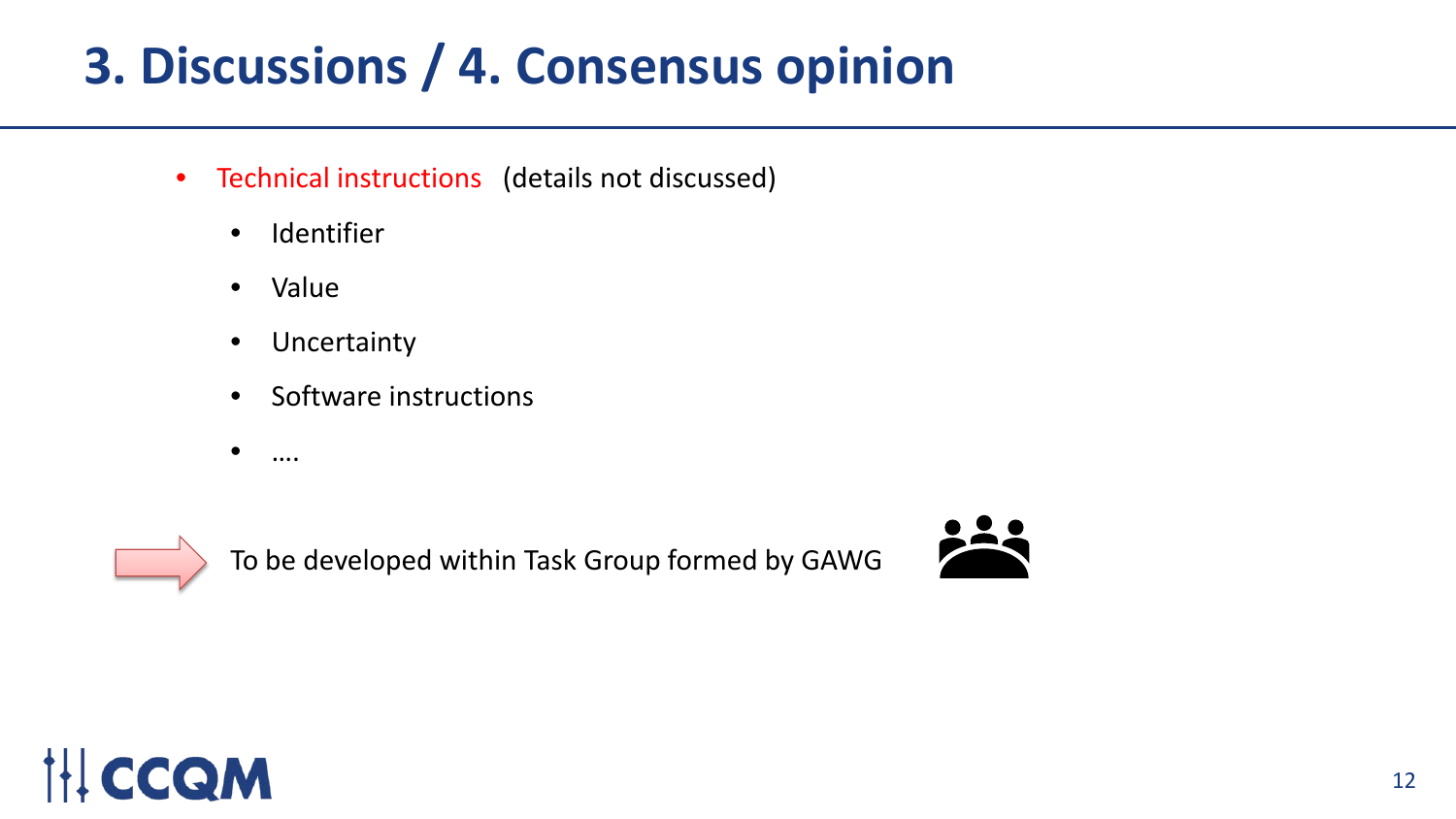# 3. Discussions / 4. Consensus opinion

- Technical instructions (details not discussed)
  - Identifier
  - Value
  - Uncertainty
  - Software instructions
  - ….

To be developed within Task Group formed by GAWG